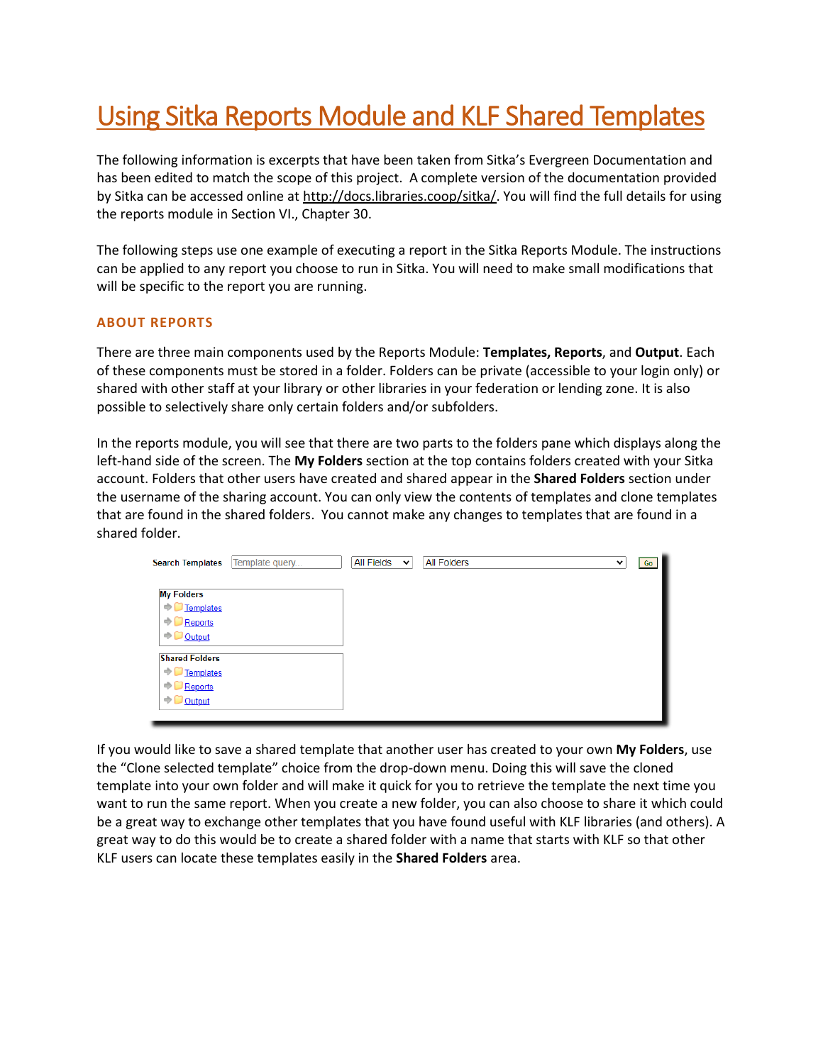# Using Sitka Reports Module and KLF Shared Templates

The following information is excerpts that have been taken from Sitka's Evergreen Documentation and has been edited to match the scope of this project. A complete version of the documentation provided by Sitka can be accessed online at http://docs.libraries.coop/sitka/. You will find the full details for using the reports module in Section VI., Chapter 30.

The following steps use one example of executing a report in the Sitka Reports Module. The instructions can be applied to any report you choose to run in Sitka. You will need to make small modifications that will be specific to the report you are running.

## ABOUT REPORTS

There are three main components used by the Reports Module: **Templates, Reports**, and **Output**. Each of these components must be stored in a folder. Folders can be private (accessible to your login only) or shared with other staff at your library or other libraries in your federation or lending zone. It is also possible to selectively share only certain folders and/or subfolders.

In the reports module, you will see that there are two parts to the folders pane which displays along the left-hand side of the screen. The **My Folders** section at the top contains folders created with your Sitka account. Folders that other users have created and shared appear in the **Shared Folders** section under the username of the sharing account. You can only view the contents of templates and clone templates that are found in the shared folders. You cannot make any changes to templates that are found in a shared folder.

Search Templates | Template query... | All Fields | All Folders | Go

**My Folders**
- Templates
- Reports
- Output

**Shared Folders**
- Templates
- Reports
- Output

If you would like to save a shared template that another user has created to your own **My Folders**, use the "Clone selected template" choice from the drop-down menu. Doing this will save the cloned template into your own folder and will make it quick for you to retrieve the template the next time you want to run the same report. When you create a new folder, you can also choose to share it which could be a great way to exchange other templates that you have found useful with KLF libraries (and others). A great way to do this would be to create a shared folder with a name that starts with KLF so that other KLF users can locate these templates easily in the **Shared Folders** area.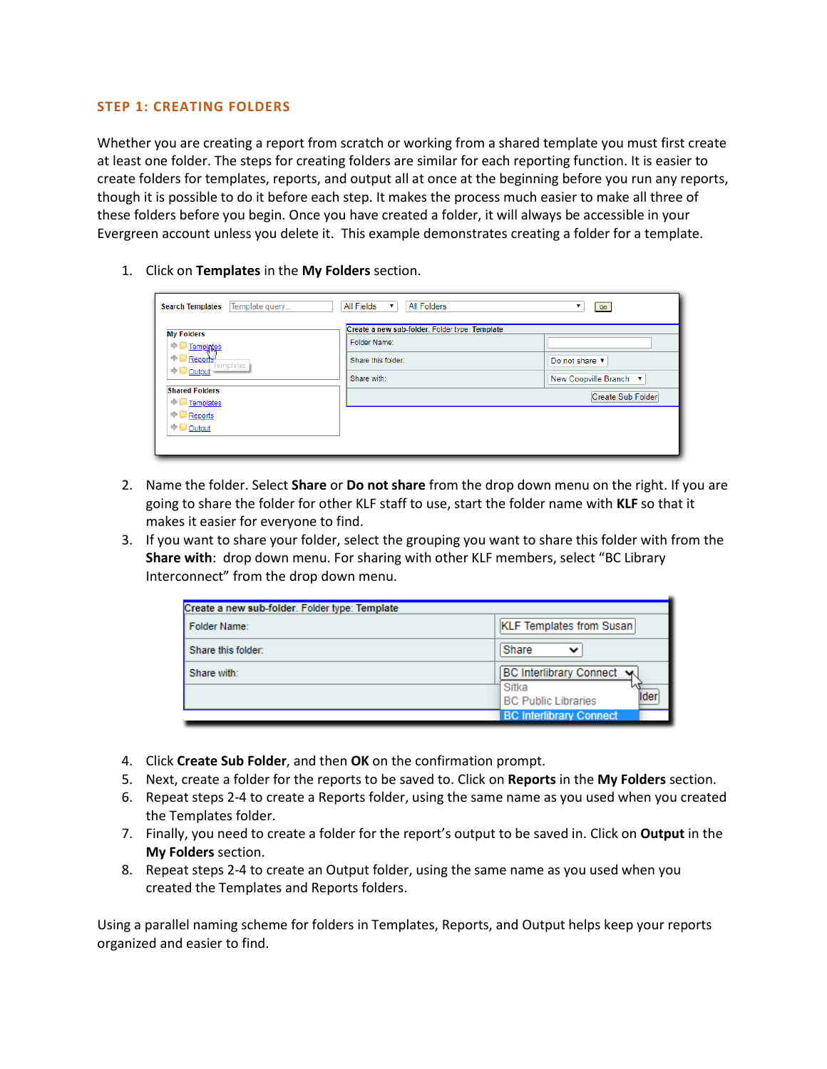### STEP 1: CREATING FOLDERS

Whether you are creating a report from scratch or working from a shared template you must first create at least one folder. The steps for creating folders are similar for each reporting function. It is easier to create folders for templates, reports, and output all at once at the beginning before you run any reports, though it is possible to do it before each step. It makes the process much easier to make all three of these folders before you begin. Once you have created a folder, it will always be accessible in your Evergreen account unless you delete it. This example demonstrates creating a folder for a template.

1. Click on **Templates** in the **My Folders** section.

2. Name the folder. Select **Share** or **Do not share** from the drop down menu on the right. If you are going to share the folder for other KLF staff to use, start the folder name with **KLF** so that it makes it easier for everyone to find.
3. If you want to share your folder, select the grouping you want to share this folder with from the **Share with**: drop down menu. For sharing with other KLF members, select "BC Library Interconnect" from the drop down menu.

4. Click **Create Sub Folder**, and then **OK** on the confirmation prompt.
5. Next, create a folder for the reports to be saved to. Click on **Reports** in the **My Folders** section.
6. Repeat steps 2-4 to create a Reports folder, using the same name as you used when you created the Templates folder.
7. Finally, you need to create a folder for the report's output to be saved in. Click on **Output** in the **My Folders** section.
8. Repeat steps 2-4 to create an Output folder, using the same name as you used when you created the Templates and Reports folders.

Using a parallel naming scheme for folders in Templates, Reports, and Output helps keep your reports organized and easier to find.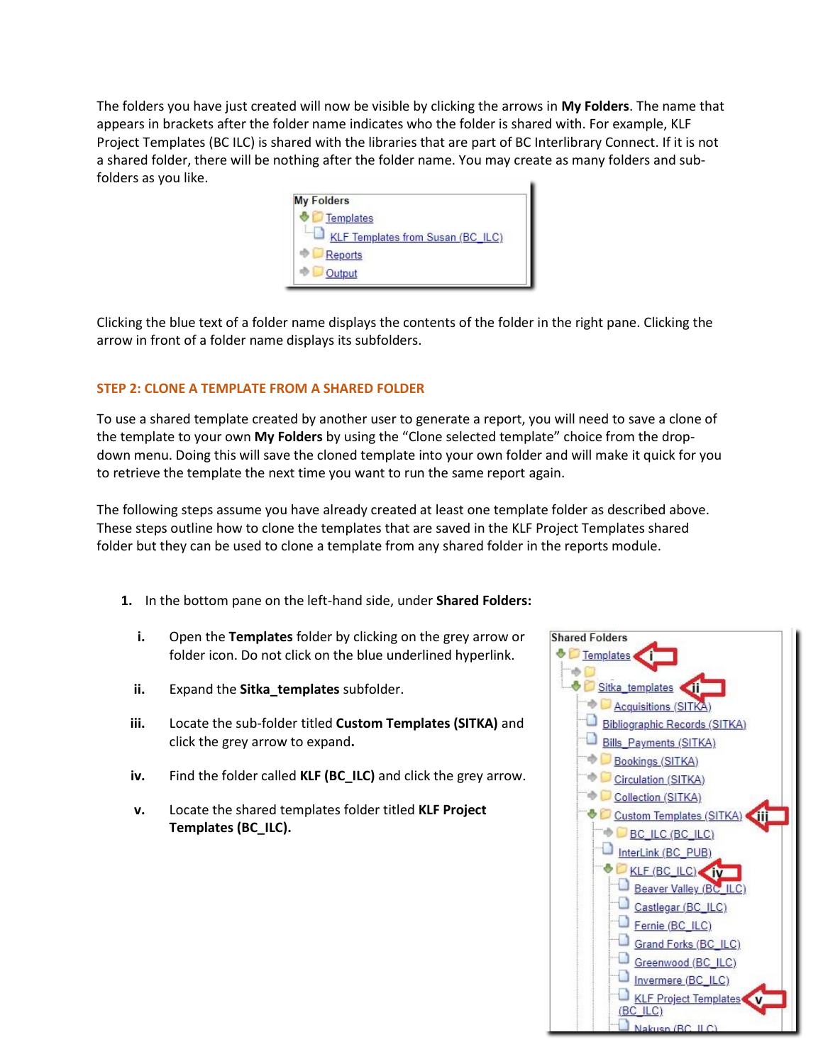The folders you have just created will now be visible by clicking the arrows in **My Folders**. The name that appears in brackets after the folder name indicates who the folder is shared with. For example, KLF Project Templates (BC ILC) is shared with the libraries that are part of BC Interlibrary Connect. If it is not a shared folder, there will be nothing after the folder name. You may create as many folders and sub-folders as you like.

Clicking the blue text of a folder name displays the contents of the folder in the right pane. Clicking the arrow in front of a folder name displays its subfolders.

### STEP 2: CLONE A TEMPLATE FROM A SHARED FOLDER

To use a shared template created by another user to generate a report, you will need to save a clone of the template to your own **My Folders** by using the "Clone selected template" choice from the drop-down menu. Doing this will save the cloned template into your own folder and will make it quick for you to retrieve the template the next time you want to run the same report again.

The following steps assume you have already created at least one template folder as described above. These steps outline how to clone the templates that are saved in the KLF Project Templates shared folder but they can be used to clone a template from any shared folder in the reports module.

1. In the bottom pane on the left-hand side, under **Shared Folders:**

   i. Open the **Templates** folder by clicking on the grey arrow or folder icon. Do not click on the blue underlined hyperlink.

   ii. Expand the **Sitka_templates** subfolder.

   iii. Locate the sub-folder titled **Custom Templates (SITKA)** and click the grey arrow to expand.

   iv. Find the folder called **KLF (BC_ILC)** and click the grey arrow.

   v. Locate the shared templates folder titled **KLF Project Templates (BC_ILC).**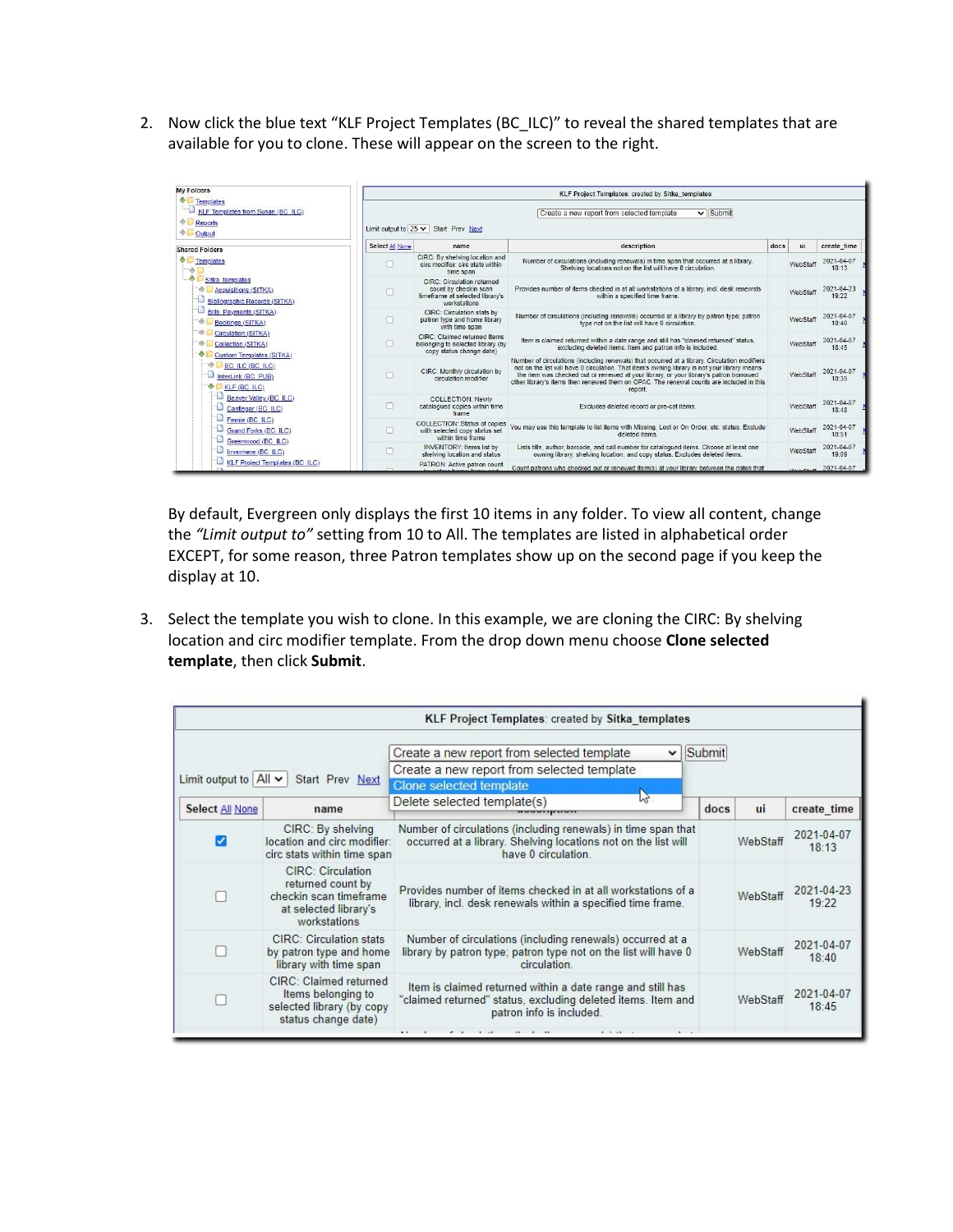2. Now click the blue text "KLF Project Templates (BC_ILC)" to reveal the shared templates that are available for you to clone. These will appear on the screen to the right.

By default, Evergreen only displays the first 10 items in any folder. To view all content, change the *"Limit output to"* setting from 10 to All. The templates are listed in alphabetical order EXCEPT, for some reason, three Patron templates show up on the second page if you keep the display at 10.

3. Select the template you wish to clone. In this example, we are cloning the CIRC: By shelving location and circ modifier template. From the drop down menu choose **Clone selected template**, then click **Submit**.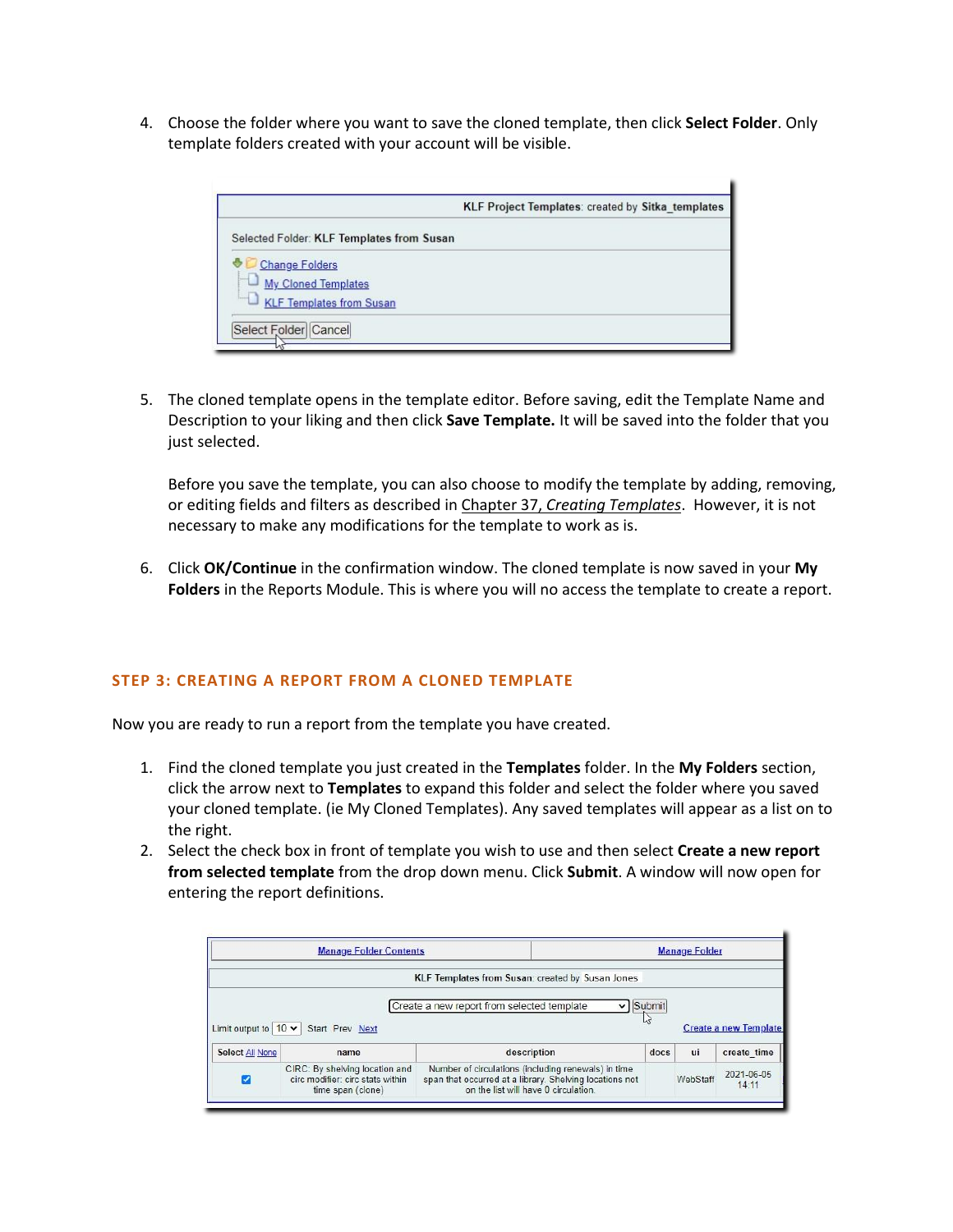4. Choose the folder where you want to save the cloned template, then click **Select Folder**. Only template folders created with your account will be visible.

5. The cloned template opens in the template editor. Before saving, edit the Template Name and Description to your liking and then click **Save Template.** It will be saved into the folder that you just selected.

   Before you save the template, you can also choose to modify the template by adding, removing, or editing fields and filters as described in Chapter 37, *Creating Templates*. However, it is not necessary to make any modifications for the template to work as is.

6. Click **OK/Continue** in the confirmation window. The cloned template is now saved in your **My Folders** in the Reports Module. This is where you will no access the template to create a report.

## STEP 3: CREATING A REPORT FROM A CLONED TEMPLATE

Now you are ready to run a report from the template you have created.

1. Find the cloned template you just created in the **Templates** folder. In the **My Folders** section, click the arrow next to **Templates** to expand this folder and select the folder where you saved your cloned template. (ie My Cloned Templates). Any saved templates will appear as a list on to the right.
2. Select the check box in front of template you wish to use and then select **Create a new report from selected template** from the drop down menu. Click **Submit**. A window will now open for entering the report definitions.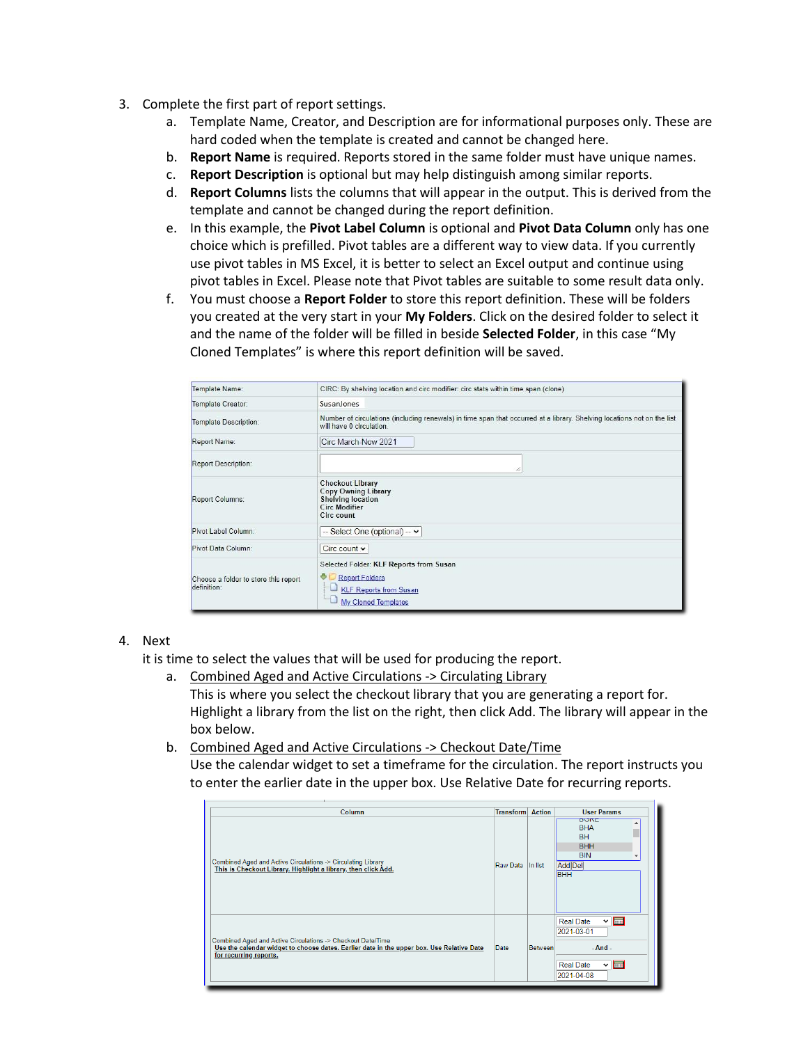3. Complete the first part of report settings.
    a. Template Name, Creator, and Description are for informational purposes only. These are hard coded when the template is created and cannot be changed here.
    b. **Report Name** is required. Reports stored in the same folder must have unique names.
    c. **Report Description** is optional but may help distinguish among similar reports.
    d. **Report Columns** lists the columns that will appear in the output. This is derived from the template and cannot be changed during the report definition.
    e. In this example, the **Pivot Label Column** is optional and **Pivot Data Column** only has one choice which is prefilled. Pivot tables are a different way to view data. If you currently use pivot tables in MS Excel, it is better to select an Excel output and continue using pivot tables in Excel. Please note that Pivot tables are suitable to some result data only.
    f. You must choose a **Report Folder** to store this report definition. These will be folders you created at the very start in your **My Folders**. Click on the desired folder to select it and the name of the folder will be filled in beside **Selected Folder**, in this case "My Cloned Templates" is where this report definition will be saved.

| | |
|---|---|
| Template Name: | CIRC: By shelving location and circ modifier: circ stats within time span (clone) |
| Template Creator: | SusanJones |
| Template Description: | Number of circulations (including renewals) in time span that occurred at a library. Shelving locations not on the list will have 0 circulation. |
| Report Name: | Circ March-Now 2021 |
| Report Description: | |
| Report Columns: | **Checkout Library**<br>**Copy Owning Library**<br>**Shelving location**<br>**Circ Modifier**<br>**Circ count** |
| Pivot Label Column: | -- Select One (optional) -- |
| Pivot Data Column: | Circ count |
| Choose a folder to store this report definition: | Selected Folder: **KLF Reports from Susan**<br>Report Folders<br>KLF Reports from Susan<br>My Cloned Templates |

4. Next
   it is time to select the values that will be used for producing the report.
    a. Combined Aged and Active Circulations -> Circulating Library
       This is where you select the checkout library that you are generating a report for. Highlight a library from the list on the right, then click Add. The library will appear in the box below.
    b. Combined Aged and Active Circulations -> Checkout Date/Time
       Use the calendar widget to set a timeframe for the circulation. The report instructs you to enter the earlier date in the upper box. Use Relative Date for recurring reports.

| Column | Transform | Action | User Params |
|---|---|---|---|
| Combined Aged and Active Circulations -> Circulating Library<br>This is Checkout Library. Highlight a library, then click Add. | Raw Data | In list | BHA<br>BH<br>BHH<br>BIN<br>Add Del<br>BHH |
| Combined Aged and Active Circulations -> Checkout Date/Time<br>Use the calendar widget to choose dates. Earlier date in the upper box. Use Relative Date for recurring reports. | Date | Between | Real Date 2021-03-01<br>- And -<br>Real Date 2021-04-08 |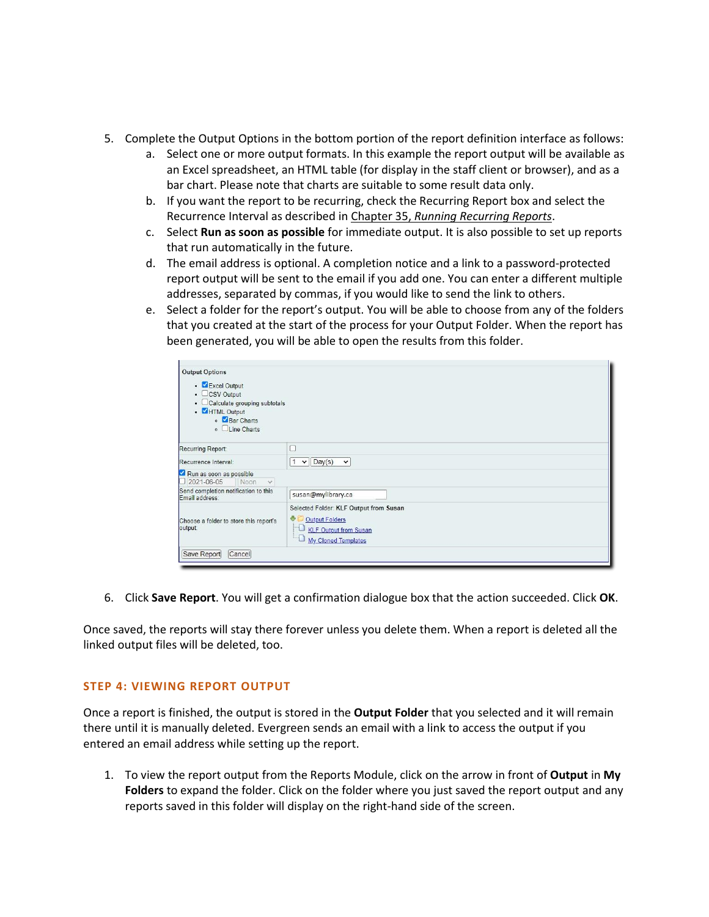5. Complete the Output Options in the bottom portion of the report definition interface as follows:
   a. Select one or more output formats. In this example the report output will be available as an Excel spreadsheet, an HTML table (for display in the staff client or browser), and as a bar chart. Please note that charts are suitable to some result data only.
   b. If you want the report to be recurring, check the Recurring Report box and select the Recurrence Interval as described in *Chapter 35, Running Recurring Reports*.
   c. Select **Run as soon as possible** for immediate output. It is also possible to set up reports that run automatically in the future.
   d. The email address is optional. A completion notice and a link to a password-protected report output will be sent to the email if you add one. You can enter a different multiple addresses, separated by commas, if you would like to send the link to others.
   e. Select a folder for the report's output. You will be able to choose from any of the folders that you created at the start of the process for your Output Folder. When the report has been generated, you will be able to open the results from this folder.

6. Click **Save Report**. You will get a confirmation dialogue box that the action succeeded. Click **OK**.

Once saved, the reports will stay there forever unless you delete them. When a report is deleted all the linked output files will be deleted, too.

## STEP 4: VIEWING REPORT OUTPUT

Once a report is finished, the output is stored in the **Output Folder** that you selected and it will remain there until it is manually deleted. Evergreen sends an email with a link to access the output if you entered an email address while setting up the report.

1. To view the report output from the Reports Module, click on the arrow in front of **Output** in **My Folders** to expand the folder. Click on the folder where you just saved the report output and any reports saved in this folder will display on the right-hand side of the screen.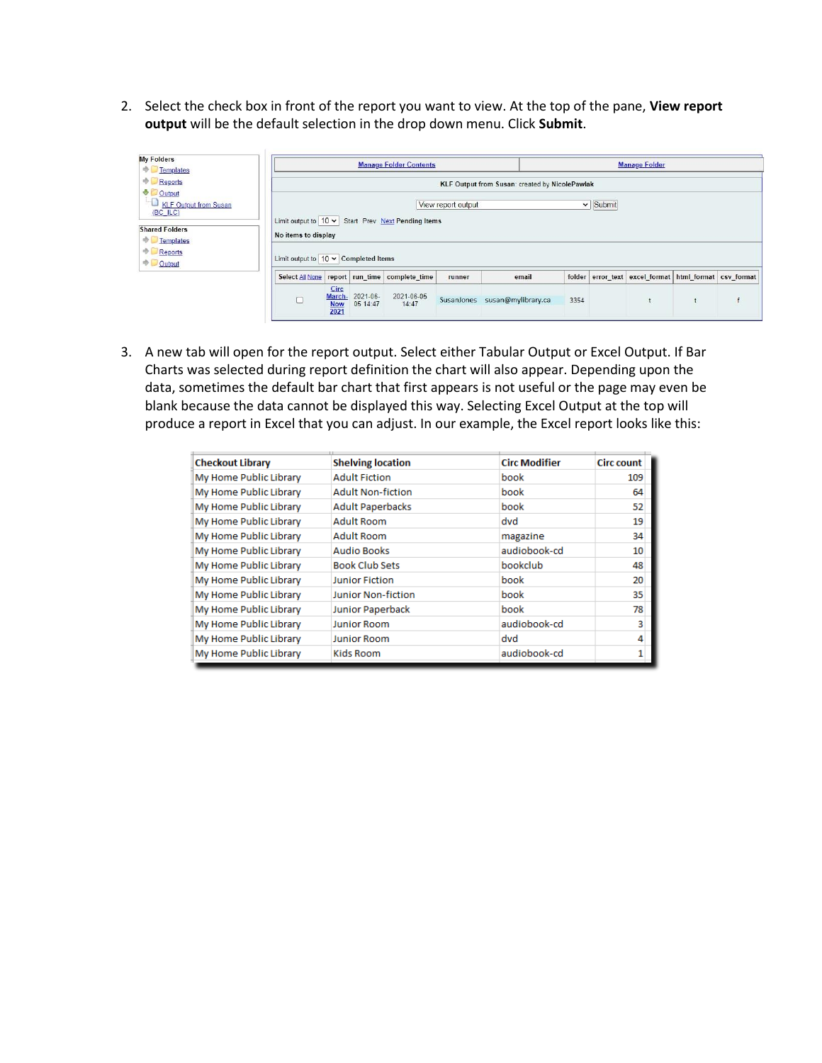2. Select the check box in front of the report you want to view. At the top of the pane, **View report output** will be the default selection in the drop down menu. Click **Submit**.

3. A new tab will open for the report output. Select either Tabular Output or Excel Output. If Bar Charts was selected during report definition the chart will also appear. Depending upon the data, sometimes the default bar chart that first appears is not useful or the page may even be blank because the data cannot be displayed this way. Selecting Excel Output at the top will produce a report in Excel that you can adjust. In our example, the Excel report looks like this:

| Checkout Library | Shelving location | Circ Modifier | Circ count |
|---|---|---|---|
| My Home Public Library | Adult Fiction | book | 109 |
| My Home Public Library | Adult Non-fiction | book | 64 |
| My Home Public Library | Adult Paperbacks | book | 52 |
| My Home Public Library | Adult Room | dvd | 19 |
| My Home Public Library | Adult Room | magazine | 34 |
| My Home Public Library | Audio Books | audiobook-cd | 10 |
| My Home Public Library | Book Club Sets | bookclub | 48 |
| My Home Public Library | Junior Fiction | book | 20 |
| My Home Public Library | Junior Non-fiction | book | 35 |
| My Home Public Library | Junior Paperback | book | 78 |
| My Home Public Library | Junior Room | audiobook-cd | 3 |
| My Home Public Library | Junior Room | dvd | 4 |
| My Home Public Library | Kids Room | audiobook-cd | 1 |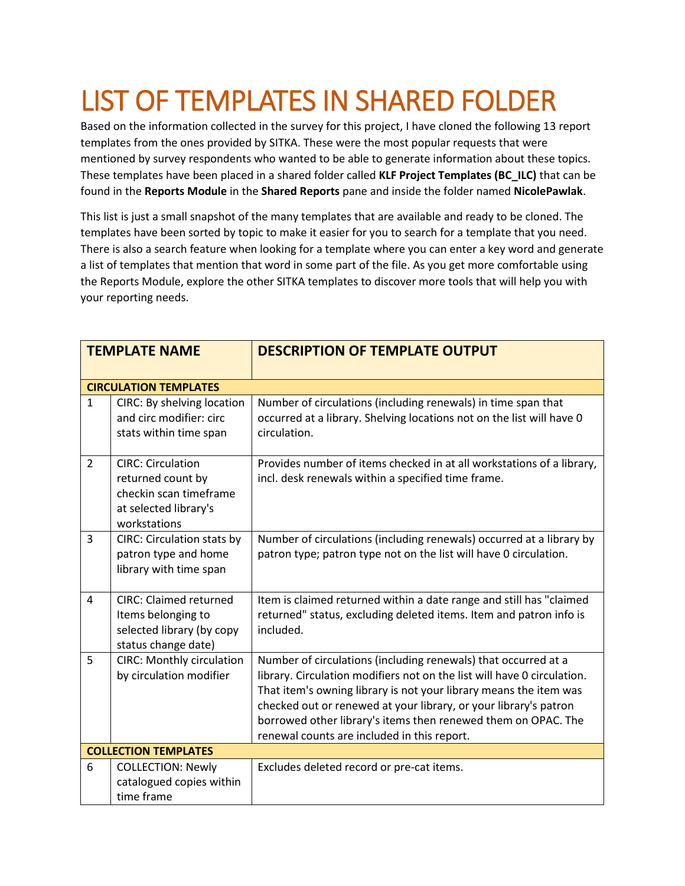# LIST OF TEMPLATES IN SHARED FOLDER

Based on the information collected in the survey for this project, I have cloned the following 13 report templates from the ones provided by SITKA. These were the most popular requests that were mentioned by survey respondents who wanted to be able to generate information about these topics. These templates have been placed in a shared folder called **KLF Project Templates (BC_ILC)** that can be found in the **Reports Module** in the **Shared Reports** pane and inside the folder named **NicolePawlak**.

This list is just a small snapshot of the many templates that are available and ready to be cloned. The templates have been sorted by topic to make it easier for you to search for a template that you need. There is also a search feature when looking for a template where you can enter a key word and generate a list of templates that mention that word in some part of the file. As you get more comfortable using the Reports Module, explore the other SITKA templates to discover more tools that will help you with your reporting needs.

| | TEMPLATE NAME | DESCRIPTION OF TEMPLATE OUTPUT |
|---|---|---|
| **CIRCULATION TEMPLATES** | | |
| 1 | CIRC: By shelving location and circ modifier: circ stats within time span | Number of circulations (including renewals) in time span that occurred at a library. Shelving locations not on the list will have 0 circulation. |
| 2 | CIRC: Circulation returned count by checkin scan timeframe at selected library's workstations | Provides number of items checked in at all workstations of a library, incl. desk renewals within a specified time frame. |
| 3 | CIRC: Circulation stats by patron type and home library with time span | Number of circulations (including renewals) occurred at a library by patron type; patron type not on the list will have 0 circulation. |
| 4 | CIRC: Claimed returned Items belonging to selected library (by copy status change date) | Item is claimed returned within a date range and still has "claimed returned" status, excluding deleted items. Item and patron info is included. |
| 5 | CIRC: Monthly circulation by circulation modifier | Number of circulations (including renewals) that occurred at a library. Circulation modifiers not on the list will have 0 circulation. That item's owning library is not your library means the item was checked out or renewed at your library, or your library's patron borrowed other library's items then renewed them on OPAC. The renewal counts are included in this report. |
| **COLLECTION TEMPLATES** | | |
| 6 | COLLECTION: Newly catalogued copies within time frame | Excludes deleted record or pre-cat items. |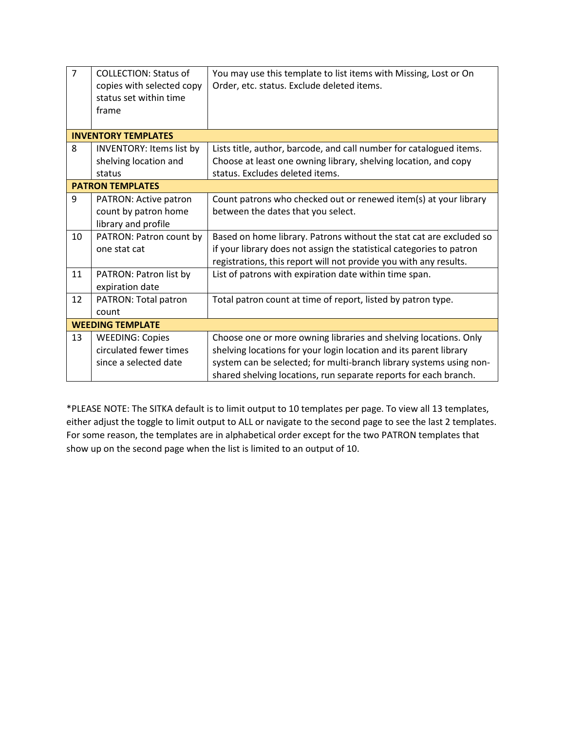| | | |
|---|---|---|
| 7 | COLLECTION: Status of copies with selected copy status set within time frame | You may use this template to list items with Missing, Lost or On Order, etc. status. Exclude deleted items. |
| **INVENTORY TEMPLATES** | | |
| 8 | INVENTORY: Items list by shelving location and status | Lists title, author, barcode, and call number for catalogued items. Choose at least one owning library, shelving location, and copy status. Excludes deleted items. |
| **PATRON TEMPLATES** | | |
| 9 | PATRON: Active patron count by patron home library and profile | Count patrons who checked out or renewed item(s) at your library between the dates that you select. |
| 10 | PATRON: Patron count by one stat cat | Based on home library. Patrons without the stat cat are excluded so if your library does not assign the statistical categories to patron registrations, this report will not provide you with any results. |
| 11 | PATRON: Patron list by expiration date | List of patrons with expiration date within time span. |
| 12 | PATRON: Total patron count | Total patron count at time of report, listed by patron type. |
| **WEEDING TEMPLATE** | | |
| 13 | WEEDING: Copies circulated fewer times since a selected date | Choose one or more owning libraries and shelving locations. Only shelving locations for your login location and its parent library system can be selected; for multi-branch library systems using non-shared shelving locations, run separate reports for each branch. |

*PLEASE NOTE: The SITKA default is to limit output to 10 templates per page. To view all 13 templates, either adjust the toggle to limit output to ALL or navigate to the second page to see the last 2 templates. For some reason, the templates are in alphabetical order except for the two PATRON templates that show up on the second page when the list is limited to an output of 10.